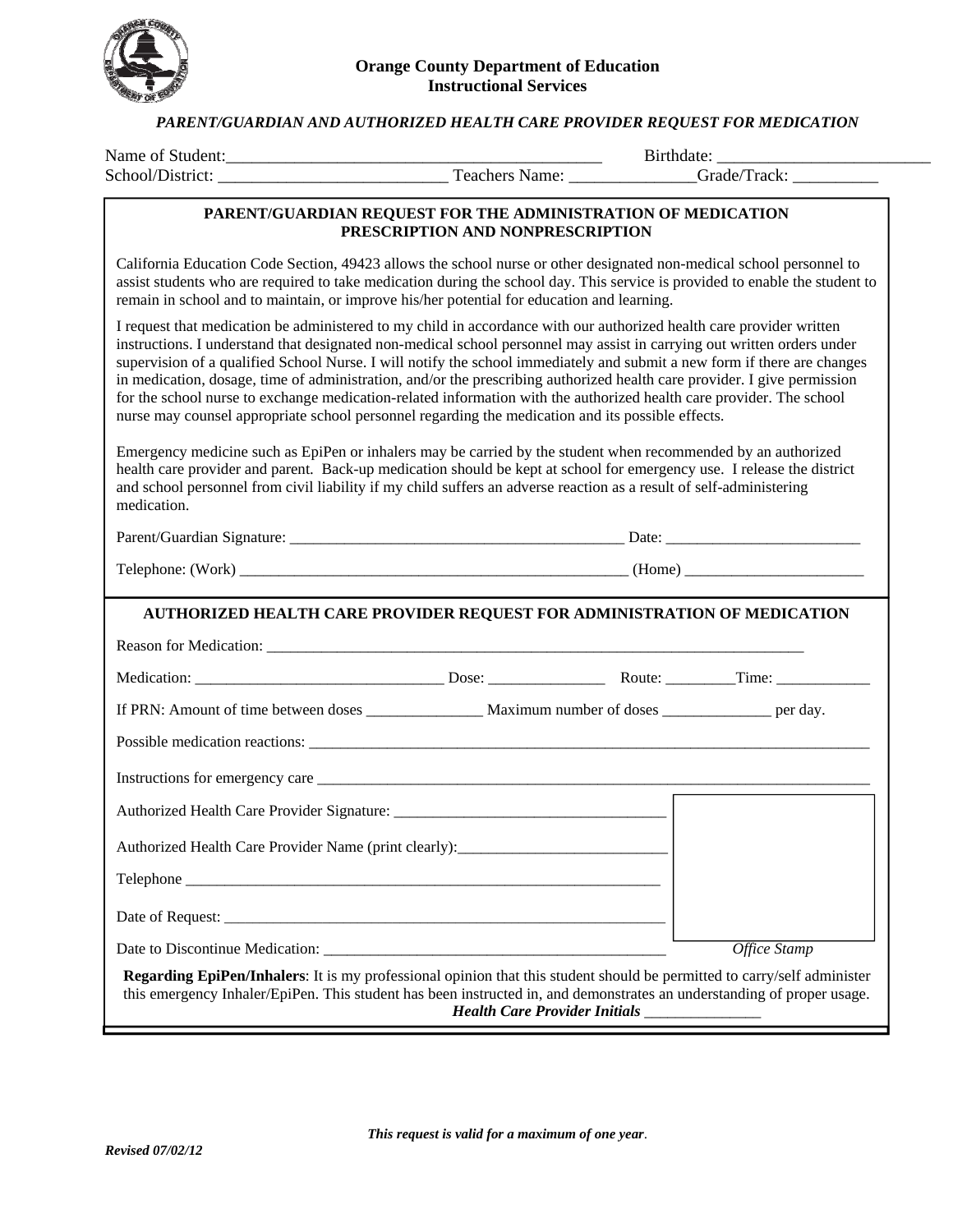**Orange County Department of Education**
**Instructional Services**

***PARENT/GUARDIAN AND AUTHORIZED HEALTH CARE PROVIDER REQUEST FOR MEDICATION***

Name of Student:____________________________________________ Birthdate: _________________________
School/District: __________________________ Teachers Name: ______________Grade/Track: __________

## PARENT/GUARDIAN REQUEST FOR THE ADMINISTRATION OF MEDICATION PRESCRIPTION AND NONPRESCRIPTION

California Education Code Section, 49423 allows the school nurse or other designated non-medical school personnel to assist students who are required to take medication during the school day. This service is provided to enable the student to remain in school and to maintain, or improve his/her potential for education and learning.

I request that medication be administered to my child in accordance with our authorized health care provider written instructions. I understand that designated non-medical school personnel may assist in carrying out written orders under supervision of a qualified School Nurse. I will notify the school immediately and submit a new form if there are changes in medication, dosage, time of administration, and/or the prescribing authorized health care provider. I give permission for the school nurse to exchange medication-related information with the authorized health care provider. The school nurse may counsel appropriate school personnel regarding the medication and its possible effects.

Emergency medicine such as EpiPen or inhalers may be carried by the student when recommended by an authorized health care provider and parent. Back-up medication should be kept at school for emergency use. I release the district and school personnel from civil liability if my child suffers an adverse reaction as a result of self-administering medication.

Parent/Guardian Signature: ___________________________________________ Date: _________________________

Telephone: (Work) __________________________________________________ (Home) _______________________

## AUTHORIZED HEALTH CARE PROVIDER REQUEST FOR ADMINISTRATION OF MEDICATION

Reason for Medication: ______________________________________________________________________

Medication: _______________________________ Dose: _______________ Route: _________Time: ____________

If PRN: Amount of time between doses _______________ Maximum number of doses ______________ per day.

Possible medication reactions: __________________________________________________________________

Instructions for emergency care __________________________________________________________________

Authorized Health Care Provider Signature: __________________________________

Authorized Health Care Provider Name (print clearly):___________________________

Telephone _______________________________________________________________

Date of Request: __________________________________________________________

Date to Discontinue Medication: ____________________________________________

*Office Stamp*

**Regarding EpiPen/Inhalers**: It is my professional opinion that this student should be permitted to carry/self administer this emergency Inhaler/EpiPen. This student has been instructed in, and demonstrates an understanding of proper usage.
***Health Care Provider Initials*** _______________

***This request is valid for a maximum of one year***.

***Revised 07/02/12***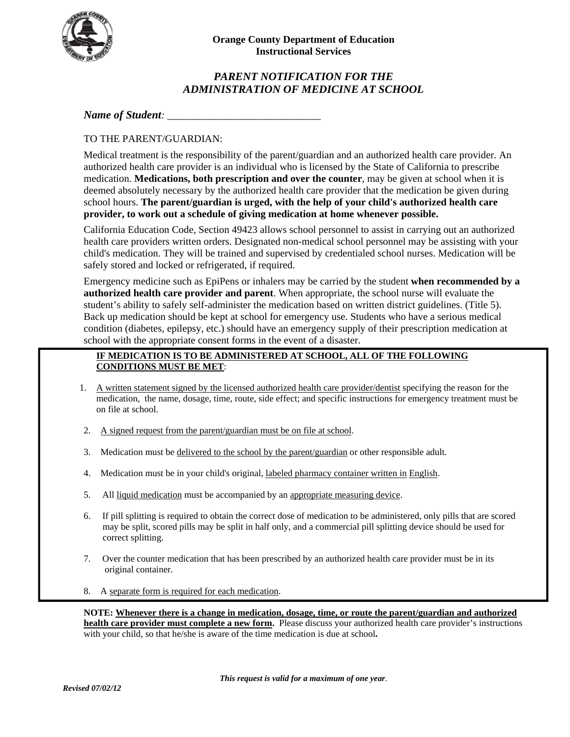**Orange County Department of Education**
**Instructional Services**

## *PARENT NOTIFICATION FOR THE ADMINISTRATION OF MEDICINE AT SCHOOL*

***Name of Student:*** _____________________________

TO THE PARENT/GUARDIAN:

Medical treatment is the responsibility of the parent/guardian and an authorized health care provider. An authorized health care provider is an individual who is licensed by the State of California to prescribe medication. **Medications, both prescription and over the counter**, may be given at school when it is deemed absolutely necessary by the authorized health care provider that the medication be given during school hours. **The parent/guardian is urged, with the help of your child's authorized health care provider, to work out a schedule of giving medication at home whenever possible.**

California Education Code, Section 49423 allows school personnel to assist in carrying out an authorized health care providers written orders. Designated non-medical school personnel may be assisting with your child's medication. They will be trained and supervised by credentialed school nurses. Medication will be safely stored and locked or refrigerated, if required.

Emergency medicine such as EpiPens or inhalers may be carried by the student **when recommended by a authorized health care provider and parent**. When appropriate, the school nurse will evaluate the student's ability to safely self-administer the medication based on written district guidelines. (Title 5). Back up medication should be kept at school for emergency use. Students who have a serious medical condition (diabetes, epilepsy, etc.) should have an emergency supply of their prescription medication at school with the appropriate consent forms in the event of a disaster.

**IF MEDICATION IS TO BE ADMINISTERED AT SCHOOL, ALL OF THE FOLLOWING CONDITIONS MUST BE MET**:

1. A written statement signed by the licensed authorized health care provider/dentist specifying the reason for the medication, the name, dosage, time, route, side effect; and specific instructions for emergency treatment must be on file at school.
2. A signed request from the parent/guardian must be on file at school.
3. Medication must be delivered to the school by the parent/guardian or other responsible adult.
4. Medication must be in your child's original, labeled pharmacy container written in English.
5. All liquid medication must be accompanied by an appropriate measuring device.
6. If pill splitting is required to obtain the correct dose of medication to be administered, only pills that are scored may be split, scored pills may be split in half only, and a commercial pill splitting device should be used for correct splitting.
7. Over the counter medication that has been prescribed by an authorized health care provider must be in its original container.
8. A separate form is required for each medication.

**NOTE: Whenever there is a change in medication, dosage, time, or route the parent/guardian and authorized health care provider must complete a new form.** Please discuss your authorized health care provider's instructions with your child, so that he/she is aware of the time medication is due at school**.**

***This request is valid for a maximum of one year*.**

***Revised 07/02/12***